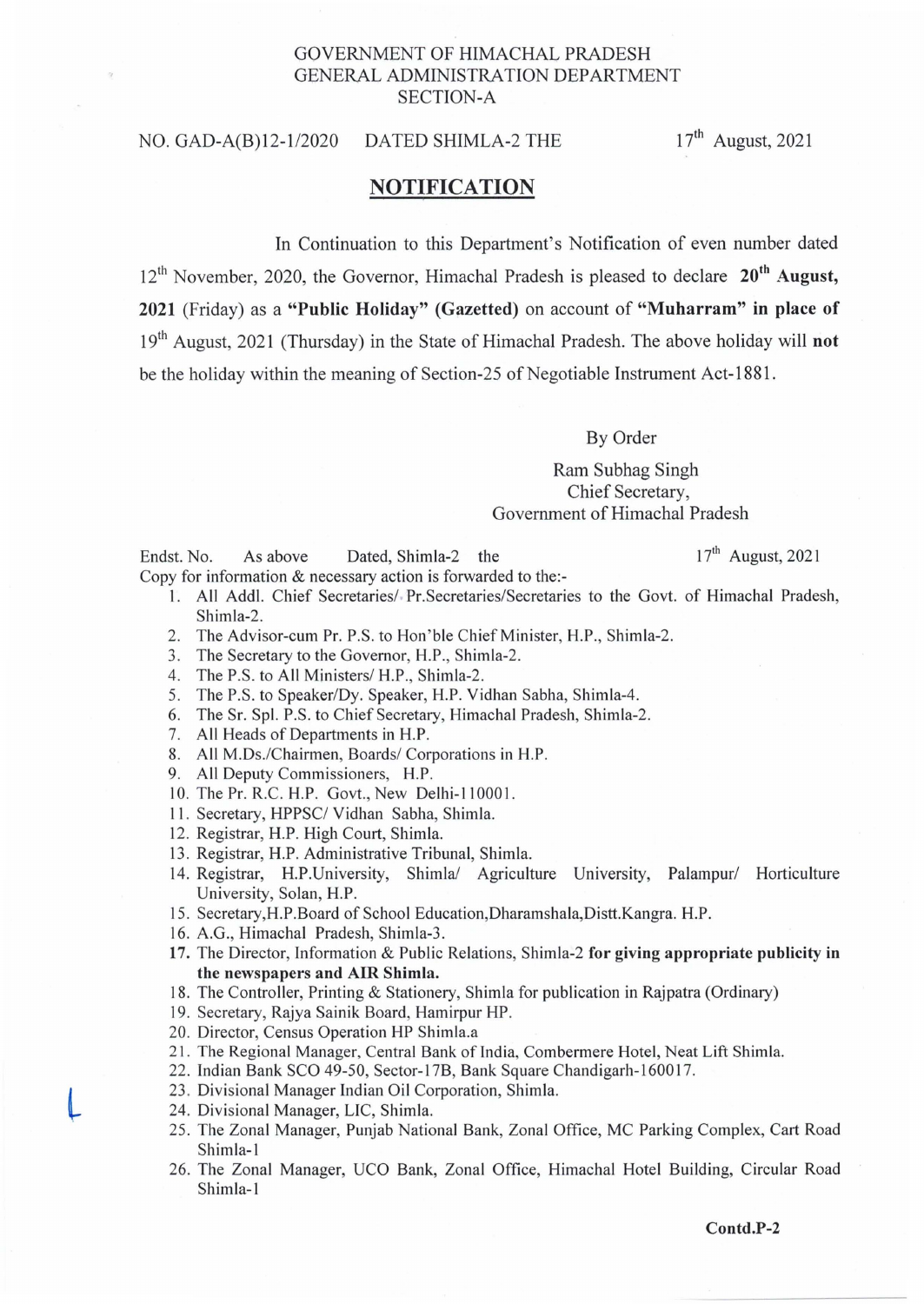GOVERNMENT OF HIMACHAL PRADESH
GENERAL ADMINISTRATION DEPARTMENT
SECTION-A

NO. GAD-A(B)12-1/2020 DATED SHIMLA-2 THE 17th August, 2021

## NOTIFICATION

In Continuation to this Department's Notification of even number dated 12th November, 2020, the Governor, Himachal Pradesh is pleased to declare **20th August, 2021** (Friday) as a **"Public Holiday" (Gazetted)** on account of **"Muharram" in place of** 19th August, 2021 (Thursday) in the State of Himachal Pradesh. The above holiday will **not** be the holiday within the meaning of Section-25 of Negotiable Instrument Act-1881.

By Order

Ram Subhag Singh
Chief Secretary,
Government of Himachal Pradesh

Endst. No. As above Dated, Shimla-2 the 17th August, 2021
Copy for information & necessary action is forwarded to the:-

1. All Addl. Chief Secretaries/ Pr.Secretaries/Secretaries to the Govt. of Himachal Pradesh, Shimla-2.
2. The Advisor-cum Pr. P.S. to Hon'ble Chief Minister, H.P., Shimla-2.
3. The Secretary to the Governor, H.P., Shimla-2.
4. The P.S. to All Ministers/ H.P., Shimla-2.
5. The P.S. to Speaker/Dy. Speaker, H.P. Vidhan Sabha, Shimla-4.
6. The Sr. Spl. P.S. to Chief Secretary, Himachal Pradesh, Shimla-2.
7. All Heads of Departments in H.P.
8. All M.Ds./Chairmen, Boards/ Corporations in H.P.
9. All Deputy Commissioners, H.P.
10. The Pr. R.C. H.P. Govt., New Delhi-110001.
11. Secretary, HPPSC/ Vidhan Sabha, Shimla.
12. Registrar, H.P. High Court, Shimla.
13. Registrar, H.P. Administrative Tribunal, Shimla.
14. Registrar, H.P.University, Shimla/ Agriculture University, Palampur/ Horticulture University, Solan, H.P.
15. Secretary,H.P.Board of School Education,Dharamshala,Distt.Kangra. H.P.
16. A.G., Himachal Pradesh, Shimla-3.
17. The Director, Information & Public Relations, Shimla-2 **for giving appropriate publicity in the newspapers and AIR Shimla.**
18. The Controller, Printing & Stationery, Shimla for publication in Rajpatra (Ordinary)
19. Secretary, Rajya Sainik Board, Hamirpur HP.
20. Director, Census Operation HP Shimla.a
21. The Regional Manager, Central Bank of India, Combermere Hotel, Neat Lift Shimla.
22. Indian Bank SCO 49-50, Sector-17B, Bank Square Chandigarh-160017.
23. Divisional Manager Indian Oil Corporation, Shimla.
24. Divisional Manager, LIC, Shimla.
25. The Zonal Manager, Punjab National Bank, Zonal Office, MC Parking Complex, Cart Road Shimla-1
26. The Zonal Manager, UCO Bank, Zonal Office, Himachal Hotel Building, Circular Road Shimla-1

**Contd.P-2**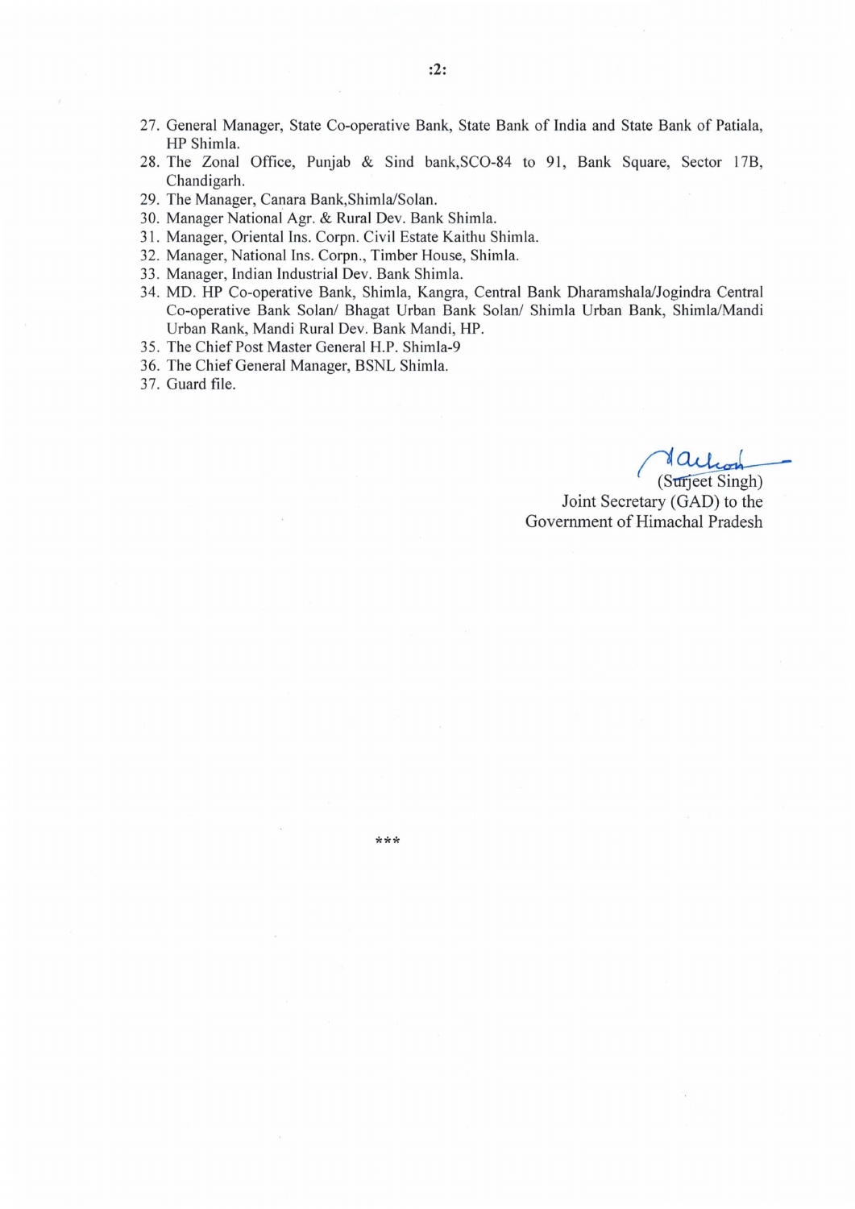27. General Manager, State Co-operative Bank, State Bank of India and State Bank of Patiala, HP Shimla.
28. The Zonal Office, Punjab & Sind bank,SCO-84 to 91, Bank Square, Sector 17B, Chandigarh.
29. The Manager, Canara Bank,Shimla/Solan.
30. Manager National Agr. & Rural Dev. Bank Shimla.
31. Manager, Oriental Ins. Corpn. Civil Estate Kaithu Shimla.
32. Manager, National Ins. Corpn., Timber House, Shimla.
33. Manager, Indian Industrial Dev. Bank Shimla.
34. MD. HP Co-operative Bank, Shimla, Kangra, Central Bank Dharamshala/Jogindra Central Co-operative Bank Solan/ Bhagat Urban Bank Solan/ Shimla Urban Bank, Shimla/Mandi Urban Rank, Mandi Rural Dev. Bank Mandi, HP.
35. The Chief Post Master General H.P. Shimla-9
36. The Chief General Manager, BSNL Shimla.
37. Guard file.

(Surjeet Singh)
Joint Secretary (GAD) to the
Government of Himachal Pradesh

\*\*\*